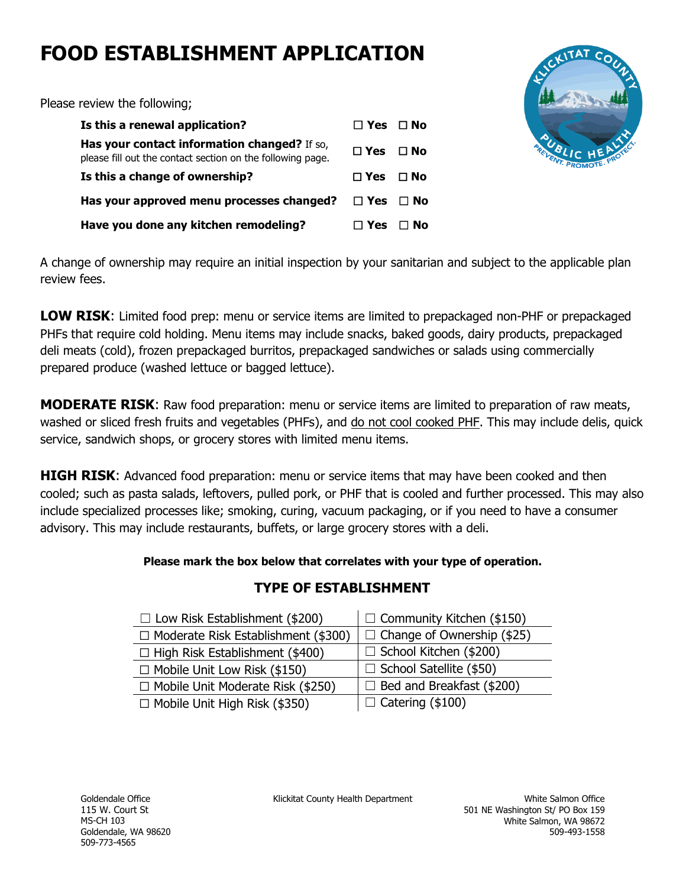# FOOD ESTABLISHMENT APPLICATION

Please review the following;

| | | |
|---|---|---|
| **Is this a renewal application?** | ☐ Yes | ☐ No |
| **Has your contact information changed?** If so, please fill out the contact section on the following page. | ☐ Yes | ☐ No |
| **Is this a change of ownership?** | ☐ Yes | ☐ No |
| **Has your approved menu processes changed?** | ☐ Yes | ☐ No |
| **Have you done any kitchen remodeling?** | ☐ Yes | ☐ No |

A change of ownership may require an initial inspection by your sanitarian and subject to the applicable plan review fees.

**LOW RISK**: Limited food prep: menu or service items are limited to prepackaged non-PHF or prepackaged PHFs that require cold holding. Menu items may include snacks, baked goods, dairy products, prepackaged deli meats (cold), frozen prepackaged burritos, prepackaged sandwiches or salads using commercially prepared produce (washed lettuce or bagged lettuce).

**MODERATE RISK**: Raw food preparation: menu or service items are limited to preparation of raw meats, washed or sliced fresh fruits and vegetables (PHFs), and do not cool cooked PHF. This may include delis, quick service, sandwich shops, or grocery stores with limited menu items.

**HIGH RISK**: Advanced food preparation: menu or service items that may have been cooked and then cooled; such as pasta salads, leftovers, pulled pork, or PHF that is cooled and further processed. This may also include specialized processes like; smoking, curing, vacuum packaging, or if you need to have a consumer advisory. This may include restaurants, buffets, or large grocery stores with a deli.

**Please mark the box below that correlates with your type of operation.**

## TYPE OF ESTABLISHMENT

| | |
|---|---|
| ☐ Low Risk Establishment ($200) | ☐ Community Kitchen ($150) |
| ☐ Moderate Risk Establishment ($300) | ☐ Change of Ownership ($25) |
| ☐ High Risk Establishment ($400) | ☐ School Kitchen ($200) |
| ☐ Mobile Unit Low Risk ($150) | ☐ School Satellite ($50) |
| ☐ Mobile Unit Moderate Risk ($250) | ☐ Bed and Breakfast ($200) |
| ☐ Mobile Unit High Risk ($350) | ☐ Catering ($100) |

Goldendale Office
115 W. Court St
MS-CH 103
Goldendale, WA 98620
509-773-4565

Klickitat County Health Department

White Salmon Office
501 NE Washington St/ PO Box 159
White Salmon, WA 98672
509-493-1558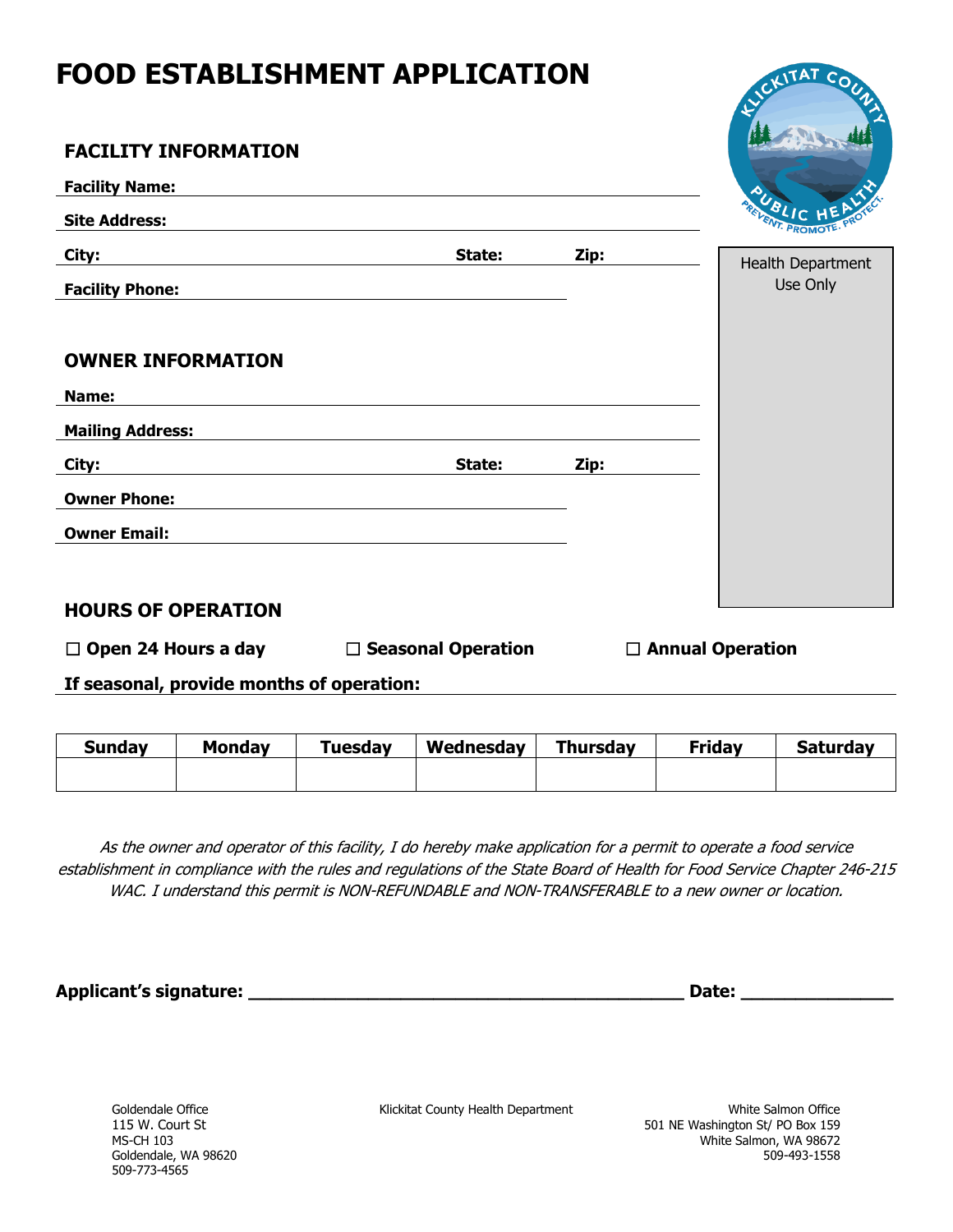# FOOD ESTABLISHMENT APPLICATION

## FACILITY INFORMATION

**Facility Name:** ______________________________________________

**Site Address:** ______________________________________________

**City:** ______________________ **State:** ________ **Zip:** ________

**Facility Phone:** ______________________________________________

Health Department Use Only

## OWNER INFORMATION

**Name:** ______________________________________________

**Mailing Address:** ______________________________________________

**City:** ______________________ **State:** ________ **Zip:** ________

**Owner Phone:** ______________________________________________

**Owner Email:** ______________________________________________

## HOURS OF OPERATION

☐ **Open 24 Hours a day** ☐ **Seasonal Operation** ☐ **Annual Operation**

**If seasonal, provide months of operation:** ______________________________________________

| Sunday | Monday | Tuesday | Wednesday | Thursday | Friday | Saturday |
|---|---|---|---|---|---|---|
| | | | | | | |

*As the owner and operator of this facility, I do hereby make application for a permit to operate a food service establishment in compliance with the rules and regulations of the State Board of Health for Food Service Chapter 246-215 WAC. I understand this permit is NON-REFUNDABLE and NON-TRANSFERABLE to a new owner or location.*

**Applicant's signature:** ___________________________________________ **Date:** _______________

Goldendale Office
115 W. Court St
MS-CH 103
Goldendale, WA 98620
509-773-4565

Klickitat County Health Department

White Salmon Office
501 NE Washington St/ PO Box 159
White Salmon, WA 98672
509-493-1558